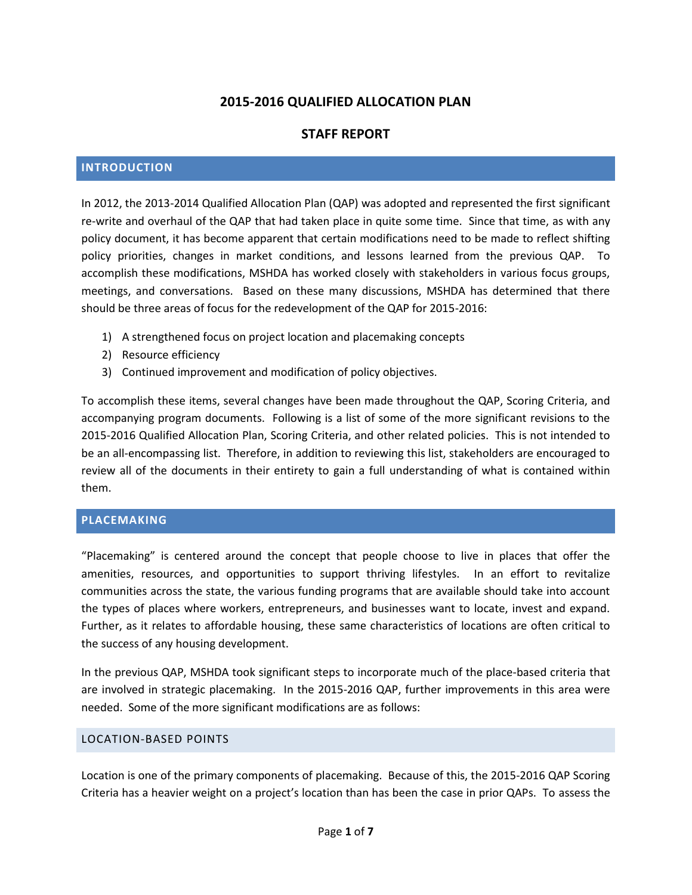# 2015-2016 QUALIFIED ALLOCATION PLAN

## STAFF REPORT

## INTRODUCTION

In 2012, the 2013-2014 Qualified Allocation Plan (QAP) was adopted and represented the first significant re-write and overhaul of the QAP that had taken place in quite some time. Since that time, as with any policy document, it has become apparent that certain modifications need to be made to reflect shifting policy priorities, changes in market conditions, and lessons learned from the previous QAP. To accomplish these modifications, MSHDA has worked closely with stakeholders in various focus groups, meetings, and conversations. Based on these many discussions, MSHDA has determined that there should be three areas of focus for the redevelopment of the QAP for 2015-2016:

1) A strengthened focus on project location and placemaking concepts
2) Resource efficiency
3) Continued improvement and modification of policy objectives.

To accomplish these items, several changes have been made throughout the QAP, Scoring Criteria, and accompanying program documents. Following is a list of some of the more significant revisions to the 2015-2016 Qualified Allocation Plan, Scoring Criteria, and other related policies. This is not intended to be an all-encompassing list. Therefore, in addition to reviewing this list, stakeholders are encouraged to review all of the documents in their entirety to gain a full understanding of what is contained within them.

## PLACEMAKING

"Placemaking" is centered around the concept that people choose to live in places that offer the amenities, resources, and opportunities to support thriving lifestyles. In an effort to revitalize communities across the state, the various funding programs that are available should take into account the types of places where workers, entrepreneurs, and businesses want to locate, invest and expand. Further, as it relates to affordable housing, these same characteristics of locations are often critical to the success of any housing development.

In the previous QAP, MSHDA took significant steps to incorporate much of the place-based criteria that are involved in strategic placemaking. In the 2015-2016 QAP, further improvements in this area were needed. Some of the more significant modifications are as follows:

### LOCATION-BASED POINTS

Location is one of the primary components of placemaking. Because of this, the 2015-2016 QAP Scoring Criteria has a heavier weight on a project's location than has been the case in prior QAPs. To assess the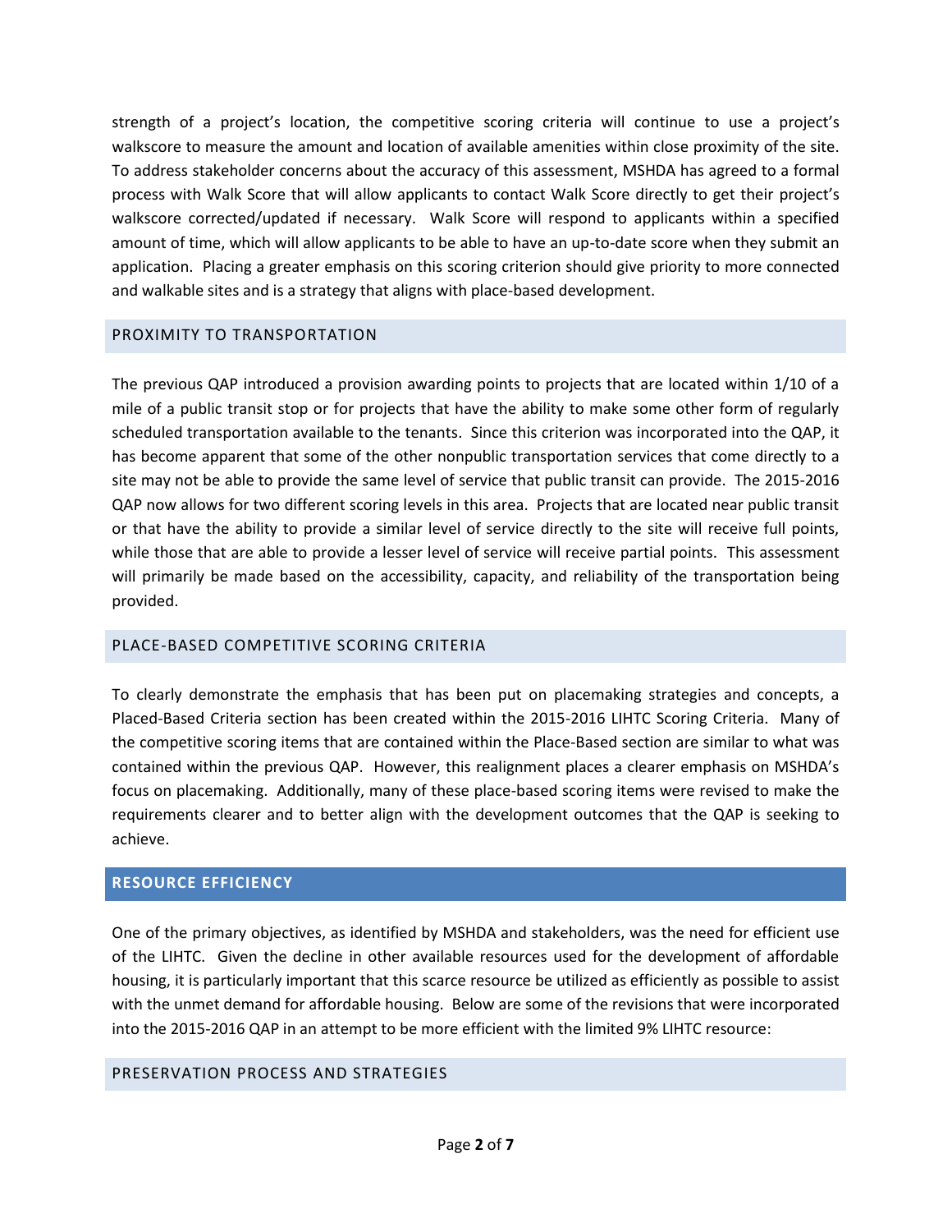strength of a project's location, the competitive scoring criteria will continue to use a project's walkscore to measure the amount and location of available amenities within close proximity of the site. To address stakeholder concerns about the accuracy of this assessment, MSHDA has agreed to a formal process with Walk Score that will allow applicants to contact Walk Score directly to get their project's walkscore corrected/updated if necessary. Walk Score will respond to applicants within a specified amount of time, which will allow applicants to be able to have an up-to-date score when they submit an application. Placing a greater emphasis on this scoring criterion should give priority to more connected and walkable sites and is a strategy that aligns with place-based development.

### PROXIMITY TO TRANSPORTATION

The previous QAP introduced a provision awarding points to projects that are located within 1/10 of a mile of a public transit stop or for projects that have the ability to make some other form of regularly scheduled transportation available to the tenants. Since this criterion was incorporated into the QAP, it has become apparent that some of the other nonpublic transportation services that come directly to a site may not be able to provide the same level of service that public transit can provide. The 2015-2016 QAP now allows for two different scoring levels in this area. Projects that are located near public transit or that have the ability to provide a similar level of service directly to the site will receive full points, while those that are able to provide a lesser level of service will receive partial points. This assessment will primarily be made based on the accessibility, capacity, and reliability of the transportation being provided.

### PLACE-BASED COMPETITIVE SCORING CRITERIA

To clearly demonstrate the emphasis that has been put on placemaking strategies and concepts, a Placed-Based Criteria section has been created within the 2015-2016 LIHTC Scoring Criteria. Many of the competitive scoring items that are contained within the Place-Based section are similar to what was contained within the previous QAP. However, this realignment places a clearer emphasis on MSHDA's focus on placemaking. Additionally, many of these place-based scoring items were revised to make the requirements clearer and to better align with the development outcomes that the QAP is seeking to achieve.

## RESOURCE EFFICIENCY

One of the primary objectives, as identified by MSHDA and stakeholders, was the need for efficient use of the LIHTC. Given the decline in other available resources used for the development of affordable housing, it is particularly important that this scarce resource be utilized as efficiently as possible to assist with the unmet demand for affordable housing. Below are some of the revisions that were incorporated into the 2015-2016 QAP in an attempt to be more efficient with the limited 9% LIHTC resource:

### PRESERVATION PROCESS AND STRATEGIES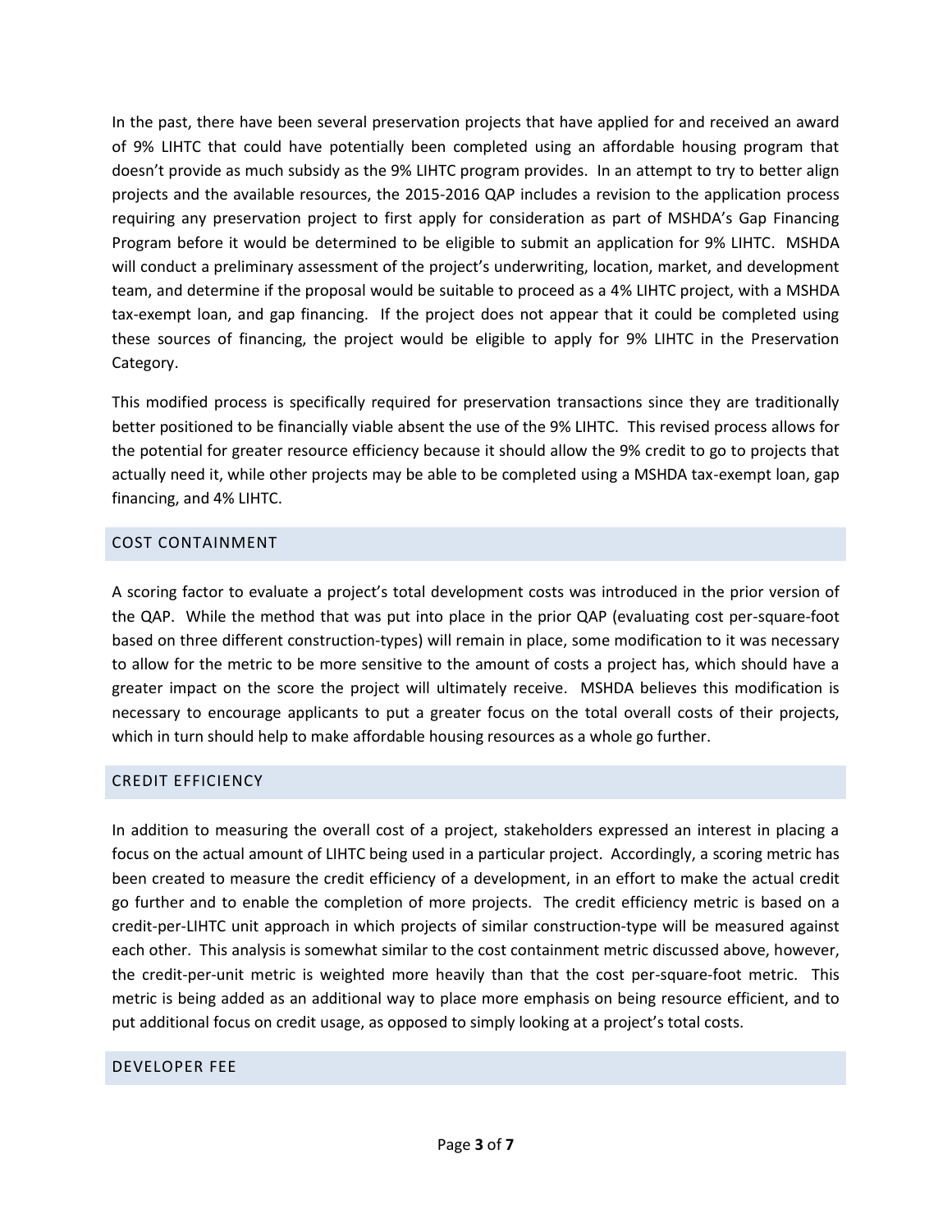In the past, there have been several preservation projects that have applied for and received an award of 9% LIHTC that could have potentially been completed using an affordable housing program that doesn't provide as much subsidy as the 9% LIHTC program provides. In an attempt to try to better align projects and the available resources, the 2015-2016 QAP includes a revision to the application process requiring any preservation project to first apply for consideration as part of MSHDA's Gap Financing Program before it would be determined to be eligible to submit an application for 9% LIHTC. MSHDA will conduct a preliminary assessment of the project's underwriting, location, market, and development team, and determine if the proposal would be suitable to proceed as a 4% LIHTC project, with a MSHDA tax-exempt loan, and gap financing. If the project does not appear that it could be completed using these sources of financing, the project would be eligible to apply for 9% LIHTC in the Preservation Category.

This modified process is specifically required for preservation transactions since they are traditionally better positioned to be financially viable absent the use of the 9% LIHTC. This revised process allows for the potential for greater resource efficiency because it should allow the 9% credit to go to projects that actually need it, while other projects may be able to be completed using a MSHDA tax-exempt loan, gap financing, and 4% LIHTC.

## COST CONTAINMENT

A scoring factor to evaluate a project's total development costs was introduced in the prior version of the QAP. While the method that was put into place in the prior QAP (evaluating cost per-square-foot based on three different construction-types) will remain in place, some modification to it was necessary to allow for the metric to be more sensitive to the amount of costs a project has, which should have a greater impact on the score the project will ultimately receive. MSHDA believes this modification is necessary to encourage applicants to put a greater focus on the total overall costs of their projects, which in turn should help to make affordable housing resources as a whole go further.

## CREDIT EFFICIENCY

In addition to measuring the overall cost of a project, stakeholders expressed an interest in placing a focus on the actual amount of LIHTC being used in a particular project. Accordingly, a scoring metric has been created to measure the credit efficiency of a development, in an effort to make the actual credit go further and to enable the completion of more projects. The credit efficiency metric is based on a credit-per-LIHTC unit approach in which projects of similar construction-type will be measured against each other. This analysis is somewhat similar to the cost containment metric discussed above, however, the credit-per-unit metric is weighted more heavily than that the cost per-square-foot metric. This metric is being added as an additional way to place more emphasis on being resource efficient, and to put additional focus on credit usage, as opposed to simply looking at a project's total costs.

## DEVELOPER FEE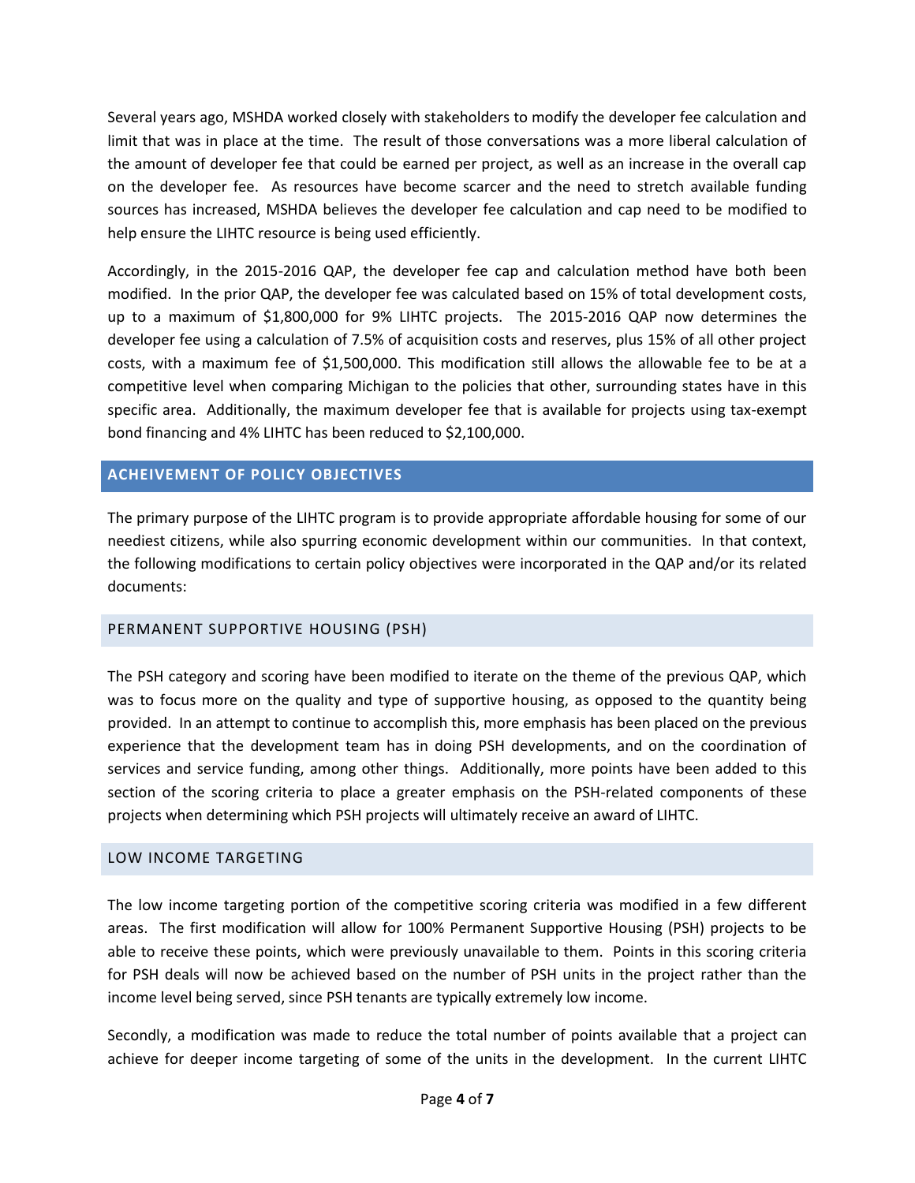Several years ago, MSHDA worked closely with stakeholders to modify the developer fee calculation and limit that was in place at the time. The result of those conversations was a more liberal calculation of the amount of developer fee that could be earned per project, as well as an increase in the overall cap on the developer fee. As resources have become scarcer and the need to stretch available funding sources has increased, MSHDA believes the developer fee calculation and cap need to be modified to help ensure the LIHTC resource is being used efficiently.

Accordingly, in the 2015-2016 QAP, the developer fee cap and calculation method have both been modified. In the prior QAP, the developer fee was calculated based on 15% of total development costs, up to a maximum of $1,800,000 for 9% LIHTC projects. The 2015-2016 QAP now determines the developer fee using a calculation of 7.5% of acquisition costs and reserves, plus 15% of all other project costs, with a maximum fee of $1,500,000. This modification still allows the allowable fee to be at a competitive level when comparing Michigan to the policies that other, surrounding states have in this specific area. Additionally, the maximum developer fee that is available for projects using tax-exempt bond financing and 4% LIHTC has been reduced to $2,100,000.

## ACHEIVEMENT OF POLICY OBJECTIVES

The primary purpose of the LIHTC program is to provide appropriate affordable housing for some of our neediest citizens, while also spurring economic development within our communities. In that context, the following modifications to certain policy objectives were incorporated in the QAP and/or its related documents:

### PERMANENT SUPPORTIVE HOUSING (PSH)

The PSH category and scoring have been modified to iterate on the theme of the previous QAP, which was to focus more on the quality and type of supportive housing, as opposed to the quantity being provided. In an attempt to continue to accomplish this, more emphasis has been placed on the previous experience that the development team has in doing PSH developments, and on the coordination of services and service funding, among other things. Additionally, more points have been added to this section of the scoring criteria to place a greater emphasis on the PSH-related components of these projects when determining which PSH projects will ultimately receive an award of LIHTC.

### LOW INCOME TARGETING

The low income targeting portion of the competitive scoring criteria was modified in a few different areas. The first modification will allow for 100% Permanent Supportive Housing (PSH) projects to be able to receive these points, which were previously unavailable to them. Points in this scoring criteria for PSH deals will now be achieved based on the number of PSH units in the project rather than the income level being served, since PSH tenants are typically extremely low income.

Secondly, a modification was made to reduce the total number of points available that a project can achieve for deeper income targeting of some of the units in the development. In the current LIHTC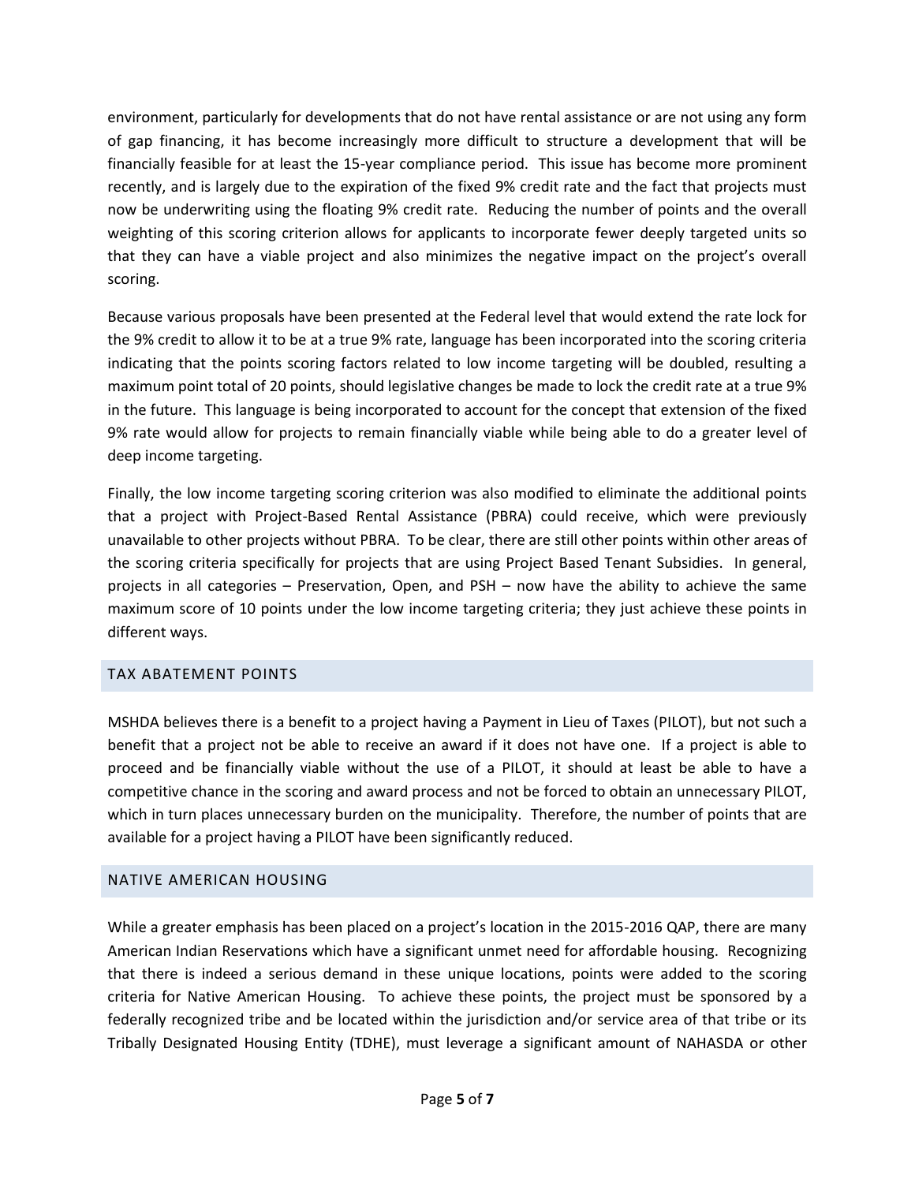environment, particularly for developments that do not have rental assistance or are not using any form of gap financing, it has become increasingly more difficult to structure a development that will be financially feasible for at least the 15-year compliance period. This issue has become more prominent recently, and is largely due to the expiration of the fixed 9% credit rate and the fact that projects must now be underwriting using the floating 9% credit rate. Reducing the number of points and the overall weighting of this scoring criterion allows for applicants to incorporate fewer deeply targeted units so that they can have a viable project and also minimizes the negative impact on the project's overall scoring.

Because various proposals have been presented at the Federal level that would extend the rate lock for the 9% credit to allow it to be at a true 9% rate, language has been incorporated into the scoring criteria indicating that the points scoring factors related to low income targeting will be doubled, resulting a maximum point total of 20 points, should legislative changes be made to lock the credit rate at a true 9% in the future. This language is being incorporated to account for the concept that extension of the fixed 9% rate would allow for projects to remain financially viable while being able to do a greater level of deep income targeting.

Finally, the low income targeting scoring criterion was also modified to eliminate the additional points that a project with Project-Based Rental Assistance (PBRA) could receive, which were previously unavailable to other projects without PBRA. To be clear, there are still other points within other areas of the scoring criteria specifically for projects that are using Project Based Tenant Subsidies. In general, projects in all categories – Preservation, Open, and PSH – now have the ability to achieve the same maximum score of 10 points under the low income targeting criteria; they just achieve these points in different ways.

## TAX ABATEMENT POINTS

MSHDA believes there is a benefit to a project having a Payment in Lieu of Taxes (PILOT), but not such a benefit that a project not be able to receive an award if it does not have one. If a project is able to proceed and be financially viable without the use of a PILOT, it should at least be able to have a competitive chance in the scoring and award process and not be forced to obtain an unnecessary PILOT, which in turn places unnecessary burden on the municipality. Therefore, the number of points that are available for a project having a PILOT have been significantly reduced.

## NATIVE AMERICAN HOUSING

While a greater emphasis has been placed on a project's location in the 2015-2016 QAP, there are many American Indian Reservations which have a significant unmet need for affordable housing. Recognizing that there is indeed a serious demand in these unique locations, points were added to the scoring criteria for Native American Housing. To achieve these points, the project must be sponsored by a federally recognized tribe and be located within the jurisdiction and/or service area of that tribe or its Tribally Designated Housing Entity (TDHE), must leverage a significant amount of NAHASDA or other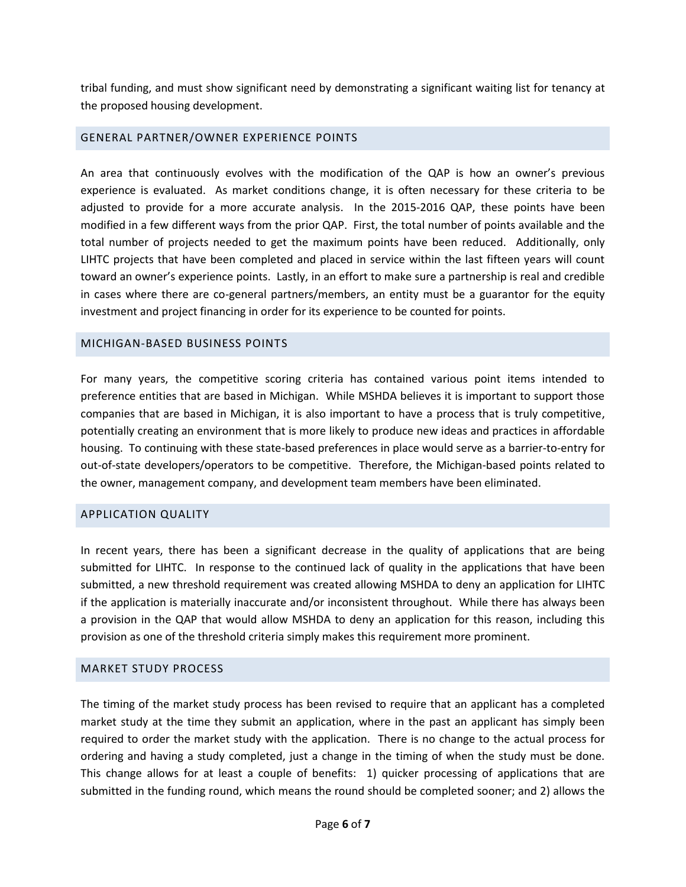tribal funding, and must show significant need by demonstrating a significant waiting list for tenancy at the proposed housing development.

## GENERAL PARTNER/OWNER EXPERIENCE POINTS

An area that continuously evolves with the modification of the QAP is how an owner's previous experience is evaluated. As market conditions change, it is often necessary for these criteria to be adjusted to provide for a more accurate analysis. In the 2015-2016 QAP, these points have been modified in a few different ways from the prior QAP. First, the total number of points available and the total number of projects needed to get the maximum points have been reduced. Additionally, only LIHTC projects that have been completed and placed in service within the last fifteen years will count toward an owner's experience points. Lastly, in an effort to make sure a partnership is real and credible in cases where there are co-general partners/members, an entity must be a guarantor for the equity investment and project financing in order for its experience to be counted for points.

## MICHIGAN-BASED BUSINESS POINTS

For many years, the competitive scoring criteria has contained various point items intended to preference entities that are based in Michigan. While MSHDA believes it is important to support those companies that are based in Michigan, it is also important to have a process that is truly competitive, potentially creating an environment that is more likely to produce new ideas and practices in affordable housing. To continuing with these state-based preferences in place would serve as a barrier-to-entry for out-of-state developers/operators to be competitive. Therefore, the Michigan-based points related to the owner, management company, and development team members have been eliminated.

## APPLICATION QUALITY

In recent years, there has been a significant decrease in the quality of applications that are being submitted for LIHTC. In response to the continued lack of quality in the applications that have been submitted, a new threshold requirement was created allowing MSHDA to deny an application for LIHTC if the application is materially inaccurate and/or inconsistent throughout. While there has always been a provision in the QAP that would allow MSHDA to deny an application for this reason, including this provision as one of the threshold criteria simply makes this requirement more prominent.

## MARKET STUDY PROCESS

The timing of the market study process has been revised to require that an applicant has a completed market study at the time they submit an application, where in the past an applicant has simply been required to order the market study with the application. There is no change to the actual process for ordering and having a study completed, just a change in the timing of when the study must be done. This change allows for at least a couple of benefits: 1) quicker processing of applications that are submitted in the funding round, which means the round should be completed sooner; and 2) allows the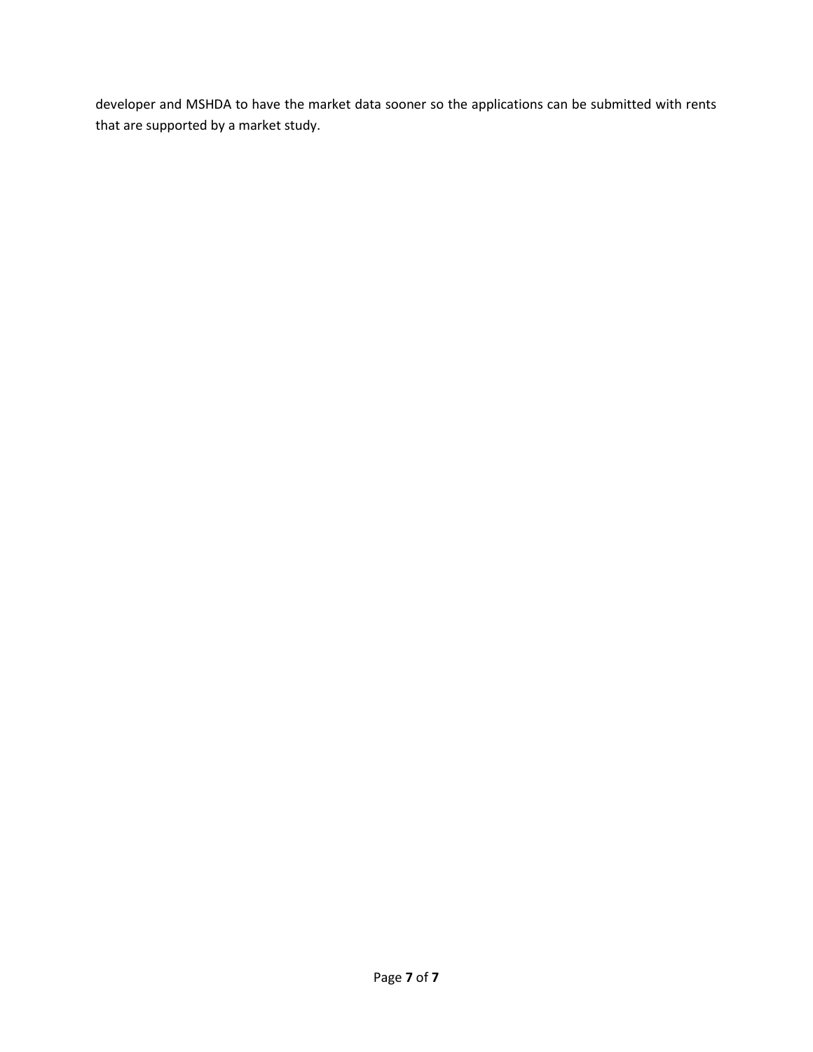developer and MSHDA to have the market data sooner so the applications can be submitted with rents that are supported by a market study.